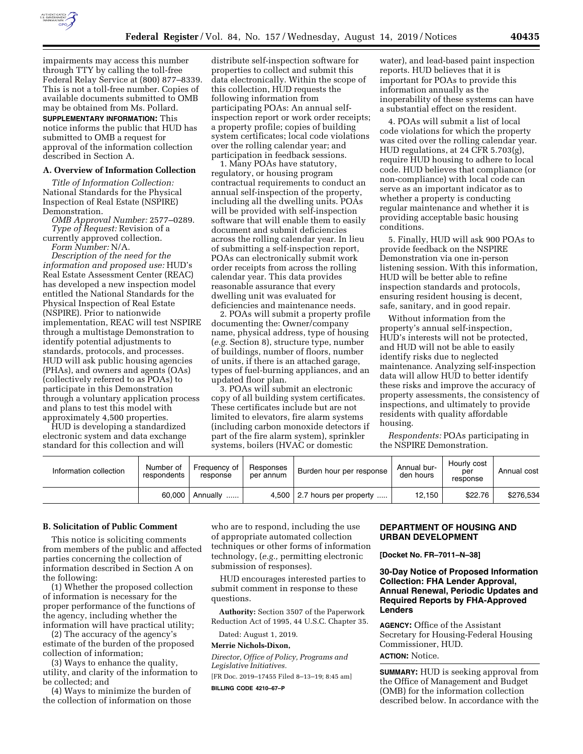impairments may access this number through TTY by calling the toll-free Federal Relay Service at (800) 877–8339. This is not a toll-free number. Copies of available documents submitted to OMB may be obtained from Ms. Pollard.

**SUPPLEMENTARY INFORMATION:** This notice informs the public that HUD has submitted to OMB a request for approval of the information collection described in Section A.

## A. Overview of Information Collection

*Title of Information Collection:* National Standards for the Physical Inspection of Real Estate (NSPIRE) Demonstration.

*OMB Approval Number:* 2577–0289.

*Type of Request:* Revision of a currently approved collection.

*Form Number:* N/A.

*Description of the need for the information and proposed use:* HUD's Real Estate Assessment Center (REAC) has developed a new inspection model entitled the National Standards for the Physical Inspection of Real Estate (NSPIRE). Prior to nationwide implementation, REAC will test NSPIRE through a multistage Demonstration to identify potential adjustments to standards, protocols, and processes. HUD will ask public housing agencies (PHAs), and owners and agents (OAs) (collectively referred to as POAs) to participate in this Demonstration through a voluntary application process and plans to test this model with approximately 4,500 properties.

HUD is developing a standardized electronic system and data exchange standard for this collection and will distribute self-inspection software for properties to collect and submit this data electronically. Within the scope of this collection, HUD requests the following information from participating POAs: An annual self-inspection report or work order receipts; a property profile; copies of building system certificates; local code violations over the rolling calendar year; and participation in feedback sessions.

1. Many POAs have statutory, regulatory, or housing program contractual requirements to conduct an annual self-inspection of the property, including all the dwelling units. POAs will be provided with self-inspection software that will enable them to easily document and submit deficiencies across the rolling calendar year. In lieu of submitting a self-inspection report, POAs can electronically submit work order receipts from across the rolling calendar year. This data provides reasonable assurance that every dwelling unit was evaluated for deficiencies and maintenance needs.

2. POAs will submit a property profile documenting the: Owner/company name, physical address, type of housing (*e.g.* Section 8), structure type, number of buildings, number of floors, number of units, if there is an attached garage, types of fuel-burning appliances, and an updated floor plan.

3. POAs will submit an electronic copy of all building system certificates. These certificates include but are not limited to elevators, fire alarm systems (including carbon monoxide detectors if part of the fire alarm system), sprinkler systems, boilers (HVAC or domestic water), and lead-based paint inspection reports. HUD believes that it is important for POAs to provide this information annually as the inoperability of these systems can have a substantial effect on the resident.

4. POAs will submit a list of local code violations for which the property was cited over the rolling calendar year. HUD regulations, at 24 CFR 5.703(g), require HUD housing to adhere to local code. HUD believes that compliance (or non-compliance) with local code can serve as an important indicator as to whether a property is conducting regular maintenance and whether it is providing acceptable basic housing conditions.

5. Finally, HUD will ask 900 POAs to provide feedback on the NSPIRE Demonstration via one in-person listening session. With this information, HUD will be better able to refine inspection standards and protocols, ensuring resident housing is decent, safe, sanitary, and in good repair.

Without information from the property's annual self-inspection, HUD's interests will not be protected, and HUD will not be able to easily identify risks due to neglected maintenance. Analyzing self-inspection data will allow HUD to better identify these risks and improve the accuracy of property assessments, the consistency of inspections, and ultimately to provide residents with quality affordable housing.

*Respondents:* POAs participating in the NSPIRE Demonstration.

| Information collection | Number of respondents | Frequency of response | Responses per annum | Burden hour per response | Annual burden hours | Hourly cost per response | Annual cost |
|---|---|---|---|---|---|---|---|
| | 60,000 | Annually | 4,500 | 2.7 hours per property | 12,150 | $22.76 | $276,534 |

## B. Solicitation of Public Comment

This notice is soliciting comments from members of the public and affected parties concerning the collection of information described in Section A on the following:

(1) Whether the proposed collection of information is necessary for the proper performance of the functions of the agency, including whether the information will have practical utility;

(2) The accuracy of the agency's estimate of the burden of the proposed collection of information;

(3) Ways to enhance the quality, utility, and clarity of the information to be collected; and

(4) Ways to minimize the burden of the collection of information on those who are to respond, including the use of appropriate automated collection techniques or other forms of information technology, (*e.g.,* permitting electronic submission of responses).

HUD encourages interested parties to submit comment in response to these questions.

**Authority:** Section 3507 of the Paperwork Reduction Act of 1995, 44 U.S.C. Chapter 35.

Dated: August 1, 2019.

**Merrie Nichols-Dixon,**

*Director, Office of Policy, Programs and Legislative Initiatives.*

[FR Doc. 2019–17455 Filed 8–13–19; 8:45 am]

**BILLING CODE 4210–67–P**

## DEPARTMENT OF HOUSING AND URBAN DEVELOPMENT

**[Docket No. FR–7011–N–38]**

### 30-Day Notice of Proposed Information Collection: FHA Lender Approval, Annual Renewal, Periodic Updates and Required Reports by FHA-Approved Lenders

**AGENCY:** Office of the Assistant Secretary for Housing-Federal Housing Commissioner, HUD.

**ACTION:** Notice.

**SUMMARY:** HUD is seeking approval from the Office of Management and Budget (OMB) for the information collection described below. In accordance with the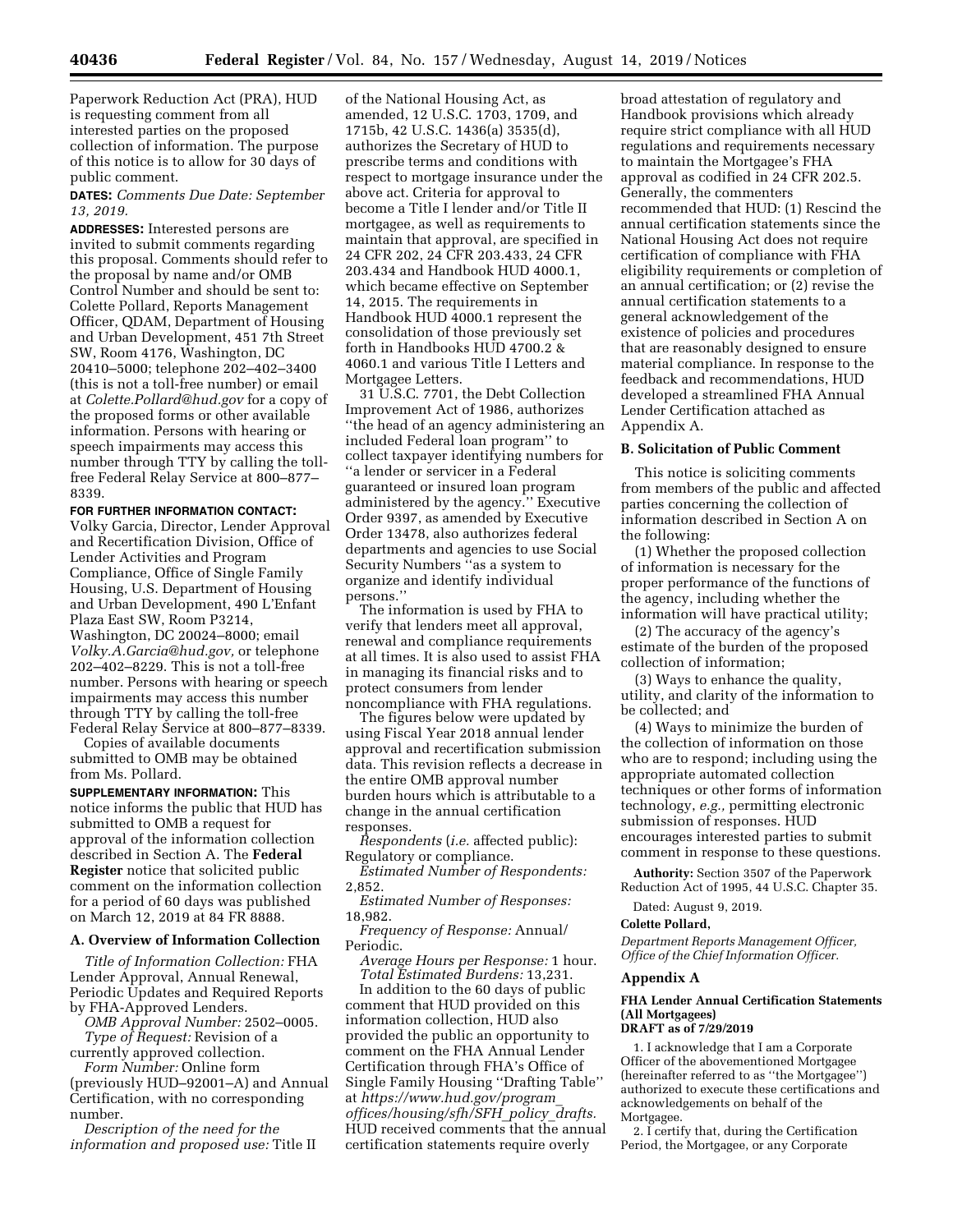Paperwork Reduction Act (PRA), HUD is requesting comment from all interested parties on the proposed collection of information. The purpose of this notice is to allow for 30 days of public comment.

**DATES:** *Comments Due Date: September 13, 2019.*

**ADDRESSES:** Interested persons are invited to submit comments regarding this proposal. Comments should refer to the proposal by name and/or OMB Control Number and should be sent to: Colette Pollard, Reports Management Officer, QDAM, Department of Housing and Urban Development, 451 7th Street SW, Room 4176, Washington, DC 20410–5000; telephone 202–402–3400 (this is not a toll-free number) or email at *Colette.Pollard@hud.gov* for a copy of the proposed forms or other available information. Persons with hearing or speech impairments may access this number through TTY by calling the toll-free Federal Relay Service at 800–877–8339.

**FOR FURTHER INFORMATION CONTACT:** Volky Garcia, Director, Lender Approval and Recertification Division, Office of Lender Activities and Program Compliance, Office of Single Family Housing, U.S. Department of Housing and Urban Development, 490 L'Enfant Plaza East SW, Room P3214, Washington, DC 20024–8000; email *Volky.A.Garcia@hud.gov,* or telephone 202–402–8229. This is not a toll-free number. Persons with hearing or speech impairments may access this number through TTY by calling the toll-free Federal Relay Service at 800–877–8339.

Copies of available documents submitted to OMB may be obtained from Ms. Pollard.

**SUPPLEMENTARY INFORMATION:** This notice informs the public that HUD has submitted to OMB a request for approval of the information collection described in Section A. The **Federal Register** notice that solicited public comment on the information collection for a period of 60 days was published on March 12, 2019 at 84 FR 8888.

## A. Overview of Information Collection

*Title of Information Collection:* FHA Lender Approval, Annual Renewal, Periodic Updates and Required Reports by FHA-Approved Lenders.

*OMB Approval Number:* 2502–0005.

*Type of Request:* Revision of a currently approved collection.

*Form Number:* Online form (previously HUD–92001–A) and Annual Certification, with no corresponding number.

*Description of the need for the information and proposed use:* Title II of the National Housing Act, as amended, 12 U.S.C. 1703, 1709, and 1715b, 42 U.S.C. 1436(a) 3535(d), authorizes the Secretary of HUD to prescribe terms and conditions with respect to mortgage insurance under the above act. Criteria for approval to become a Title I lender and/or Title II mortgagee, as well as requirements to maintain that approval, are specified in 24 CFR 202, 24 CFR 203.433, 24 CFR 203.434 and Handbook HUD 4000.1, which became effective on September 14, 2015. The requirements in Handbook HUD 4000.1 represent the consolidation of those previously set forth in Handbooks HUD 4700.2 & 4060.1 and various Title I Letters and Mortgagee Letters.

31 U.S.C. 7701, the Debt Collection Improvement Act of 1986, authorizes "the head of an agency administering an included Federal loan program" to collect taxpayer identifying numbers for "a lender or servicer in a Federal guaranteed or insured loan program administered by the agency." Executive Order 9397, as amended by Executive Order 13478, also authorizes federal departments and agencies to use Social Security Numbers "as a system to organize and identify individual persons."

The information is used by FHA to verify that lenders meet all approval, renewal and compliance requirements at all times. It is also used to assist FHA in managing its financial risks and to protect consumers from lender noncompliance with FHA regulations.

The figures below were updated by using Fiscal Year 2018 annual lender approval and recertification submission data. This revision reflects a decrease in the entire OMB approval number burden hours which is attributable to a change in the annual certification responses.

*Respondents* (*i.e.* affected public): Regulatory or compliance.

*Estimated Number of Respondents:* 2,852.

*Estimated Number of Responses:* 18,982.

*Frequency of Response:* Annual/Periodic.

*Average Hours per Response:* 1 hour.

*Total Estimated Burdens:* 13,231.

In addition to the 60 days of public comment that HUD provided on this information collection, HUD also provided the public an opportunity to comment on the FHA Annual Lender Certification through FHA's Office of Single Family Housing "Drafting Table" at *https://www.hud.gov/program_offices/housing/sfh/SFH_policy_drafts.* HUD received comments that the annual certification statements require overly broad attestation of regulatory and Handbook provisions which already require strict compliance with all HUD regulations and requirements necessary to maintain the Mortgagee's FHA approval as codified in 24 CFR 202.5. Generally, the commenters recommended that HUD: (1) Rescind the annual certification statements since the National Housing Act does not require certification of compliance with FHA eligibility requirements or completion of an annual certification; or (2) revise the annual certification statements to a general acknowledgement of the existence of policies and procedures that are reasonably designed to ensure material compliance. In response to the feedback and recommendations, HUD developed a streamlined FHA Annual Lender Certification attached as Appendix A.

## B. Solicitation of Public Comment

This notice is soliciting comments from members of the public and affected parties concerning the collection of information described in Section A on the following:

(1) Whether the proposed collection of information is necessary for the proper performance of the functions of the agency, including whether the information will have practical utility;

(2) The accuracy of the agency's estimate of the burden of the proposed collection of information;

(3) Ways to enhance the quality, utility, and clarity of the information to be collected; and

(4) Ways to minimize the burden of the collection of information on those who are to respond; including using the appropriate automated collection techniques or other forms of information technology, *e.g.,* permitting electronic submission of responses. HUD encourages interested parties to submit comment in response to these questions.

**Authority:** Section 3507 of the Paperwork Reduction Act of 1995, 44 U.S.C. Chapter 35.

Dated: August 9, 2019.

**Colette Pollard,**

*Department Reports Management Officer, Office of the Chief Information Officer.*

## Appendix A

### FHA Lender Annual Certification Statements (All Mortgagees) DRAFT as of 7/29/2019

1. I acknowledge that I am a Corporate Officer of the abovementioned Mortgagee (hereinafter referred to as "the Mortgagee") authorized to execute these certifications and acknowledgements on behalf of the Mortgagee.

2. I certify that, during the Certification Period, the Mortgagee, or any Corporate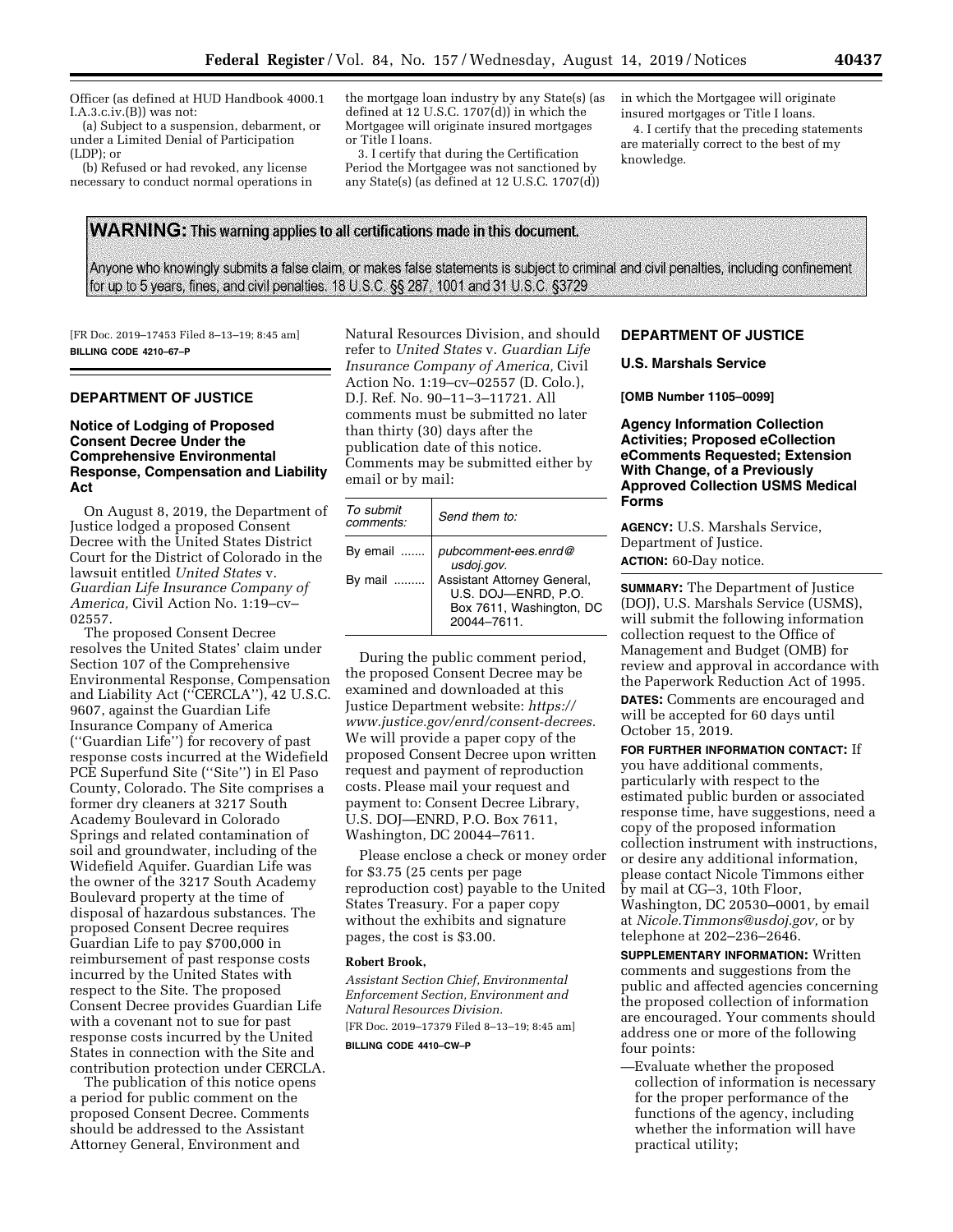Officer (as defined at HUD Handbook 4000.1 I.A.3.c.iv.(B)) was not:

(a) Subject to a suspension, debarment, or under a Limited Denial of Participation (LDP); or

(b) Refused or had revoked, any license necessary to conduct normal operations in the mortgage loan industry by any State(s) (as defined at 12 U.S.C. 1707(d)) in which the Mortgagee will originate insured mortgages or Title I loans.

3. I certify that during the Certification Period the Mortgagee was not sanctioned by any State(s) (as defined at 12 U.S.C. 1707(d)) in which the Mortgagee will originate insured mortgages or Title I loans.

4. I certify that the preceding statements are materially correct to the best of my knowledge.

**WARNING:** This warning applies to all certifications made in this document.

Anyone who knowingly submits a false claim, or makes false statements is subject to criminal and civil penalties, including confinement for up to 5 years, fines, and civil penalties. 18 U.S.C. §§ 287, 1001 and 31 U.S.C. §3729

[FR Doc. 2019–17453 Filed 8–13–19; 8:45 am]

**BILLING CODE 4210–67–P**

## DEPARTMENT OF JUSTICE

### Notice of Lodging of Proposed Consent Decree Under the Comprehensive Environmental Response, Compensation and Liability Act

On August 8, 2019, the Department of Justice lodged a proposed Consent Decree with the United States District Court for the District of Colorado in the lawsuit entitled *United States* v. *Guardian Life Insurance Company of America,* Civil Action No. 1:19–cv–02557.

The proposed Consent Decree resolves the United States' claim under Section 107 of the Comprehensive Environmental Response, Compensation and Liability Act ("CERCLA"), 42 U.S.C. 9607, against the Guardian Life Insurance Company of America ("Guardian Life") for recovery of past response costs incurred at the Widefield PCE Superfund Site ("Site") in El Paso County, Colorado. The Site comprises a former dry cleaners at 3217 South Academy Boulevard in Colorado Springs and related contamination of soil and groundwater, including of the Widefield Aquifer. Guardian Life was the owner of the 3217 South Academy Boulevard property at the time of disposal of hazardous substances. The proposed Consent Decree requires Guardian Life to pay $700,000 in reimbursement of past response costs incurred by the United States with respect to the Site. The proposed Consent Decree provides Guardian Life with a covenant not to sue for past response costs incurred by the United States in connection with the Site and contribution protection under CERCLA.

The publication of this notice opens a period for public comment on the proposed Consent Decree. Comments should be addressed to the Assistant Attorney General, Environment and Natural Resources Division, and should refer to *United States* v. *Guardian Life Insurance Company of America,* Civil Action No. 1:19–cv–02557 (D. Colo.), D.J. Ref. No. 90–11–3–11721. All comments must be submitted no later than thirty (30) days after the publication date of this notice. Comments may be submitted either by email or by mail:

| *To submit comments:* | *Send them to:* |
|---|---|
| By email ....... | *pubcomment-ees.enrd@usdoj.gov.* |
| By mail ......... | Assistant Attorney General, U.S. DOJ—ENRD, P.O. Box 7611, Washington, DC 20044–7611. |

During the public comment period, the proposed Consent Decree may be examined and downloaded at this Justice Department website: *https://www.justice.gov/enrd/consent-decrees.* We will provide a paper copy of the proposed Consent Decree upon written request and payment of reproduction costs. Please mail your request and payment to: Consent Decree Library, U.S. DOJ—ENRD, P.O. Box 7611, Washington, DC 20044–7611.

Please enclose a check or money order for $3.75 (25 cents per page reproduction cost) payable to the United States Treasury. For a paper copy without the exhibits and signature pages, the cost is $3.00.

**Robert Brook,**

*Assistant Section Chief, Environmental Enforcement Section, Environment and Natural Resources Division.*

[FR Doc. 2019–17379 Filed 8–13–19; 8:45 am]

**BILLING CODE 4410–CW–P**

## DEPARTMENT OF JUSTICE

### U.S. Marshals Service

**[OMB Number 1105–0099]**

### Agency Information Collection Activities; Proposed eCollection eComments Requested; Extension With Change, of a Previously Approved Collection USMS Medical Forms

**AGENCY:** U.S. Marshals Service, Department of Justice.

**ACTION:** 60-Day notice.

**SUMMARY:** The Department of Justice (DOJ), U.S. Marshals Service (USMS), will submit the following information collection request to the Office of Management and Budget (OMB) for review and approval in accordance with the Paperwork Reduction Act of 1995.

**DATES:** Comments are encouraged and will be accepted for 60 days until October 15, 2019.

**FOR FURTHER INFORMATION CONTACT:** If you have additional comments, particularly with respect to the estimated public burden or associated response time, have suggestions, need a copy of the proposed information collection instrument with instructions, or desire any additional information, please contact Nicole Timmons either by mail at CG–3, 10th Floor, Washington, DC 20530–0001, by email at *Nicole.Timmons@usdoj.gov,* or by telephone at 202–236–2646.

**SUPPLEMENTARY INFORMATION:** Written comments and suggestions from the public and affected agencies concerning the proposed collection of information are encouraged. Your comments should address one or more of the following four points:

—Evaluate whether the proposed collection of information is necessary for the proper performance of the functions of the agency, including whether the information will have practical utility;